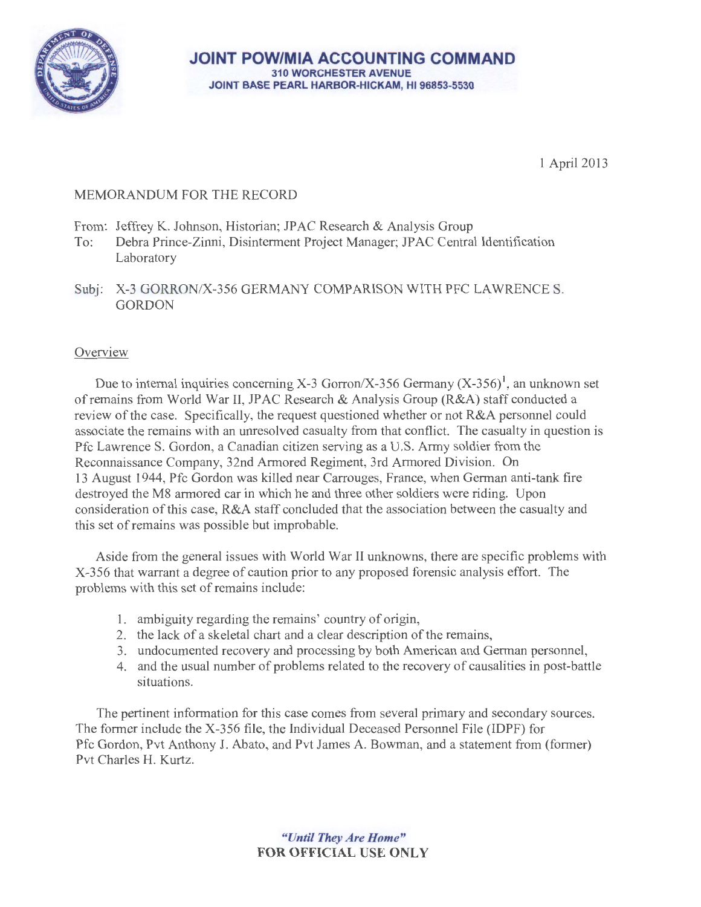# JOINT POW/MIA ACCOUNTING COMMAND
310 WORCHESTER AVENUE
JOINT BASE PEARL HARBOR-HICKAM, HI 96853-5530

1 April 2013

MEMORANDUM FOR THE RECORD

From: Jeffrey K. Johnson, Historian; JPAC Research & Analysis Group
To: Debra Prince-Zinni, Disinterment Project Manager; JPAC Central Identification Laboratory

Subj: X-3 GORRON/X-356 GERMANY COMPARISON WITH PFC LAWRENCE S. GORDON

Overview

Due to internal inquiries concerning X-3 Gorron/X-356 Germany (X-356)[1], an unknown set of remains from World War II, JPAC Research & Analysis Group (R&A) staff conducted a review of the case. Specifically, the request questioned whether or not R&A personnel could associate the remains with an unresolved casualty from that conflict. The casualty in question is Pfc Lawrence S. Gordon, a Canadian citizen serving as a U.S. Army soldier from the Reconnaissance Company, 32nd Armored Regiment, 3rd Armored Division. On 13 August 1944, Pfc Gordon was killed near Carrouges, France, when German anti-tank fire destroyed the M8 armored car in which he and three other soldiers were riding. Upon consideration of this case, R&A staff concluded that the association between the casualty and this set of remains was possible but improbable.

Aside from the general issues with World War II unknowns, there are specific problems with X-356 that warrant a degree of caution prior to any proposed forensic analysis effort. The problems with this set of remains include:

1. ambiguity regarding the remains' country of origin,
2. the lack of a skeletal chart and a clear description of the remains,
3. undocumented recovery and processing by both American and German personnel,
4. and the usual number of problems related to the recovery of causalities in post-battle situations.

The pertinent information for this case comes from several primary and secondary sources. The former include the X-356 file, the Individual Deceased Personnel File (IDPF) for Pfc Gordon, Pvt Anthony J. Abato, and Pvt James A. Bowman, and a statement from (former) Pvt Charles H. Kurtz.

*"Until They Are Home"*
**FOR OFFICIAL USE ONLY**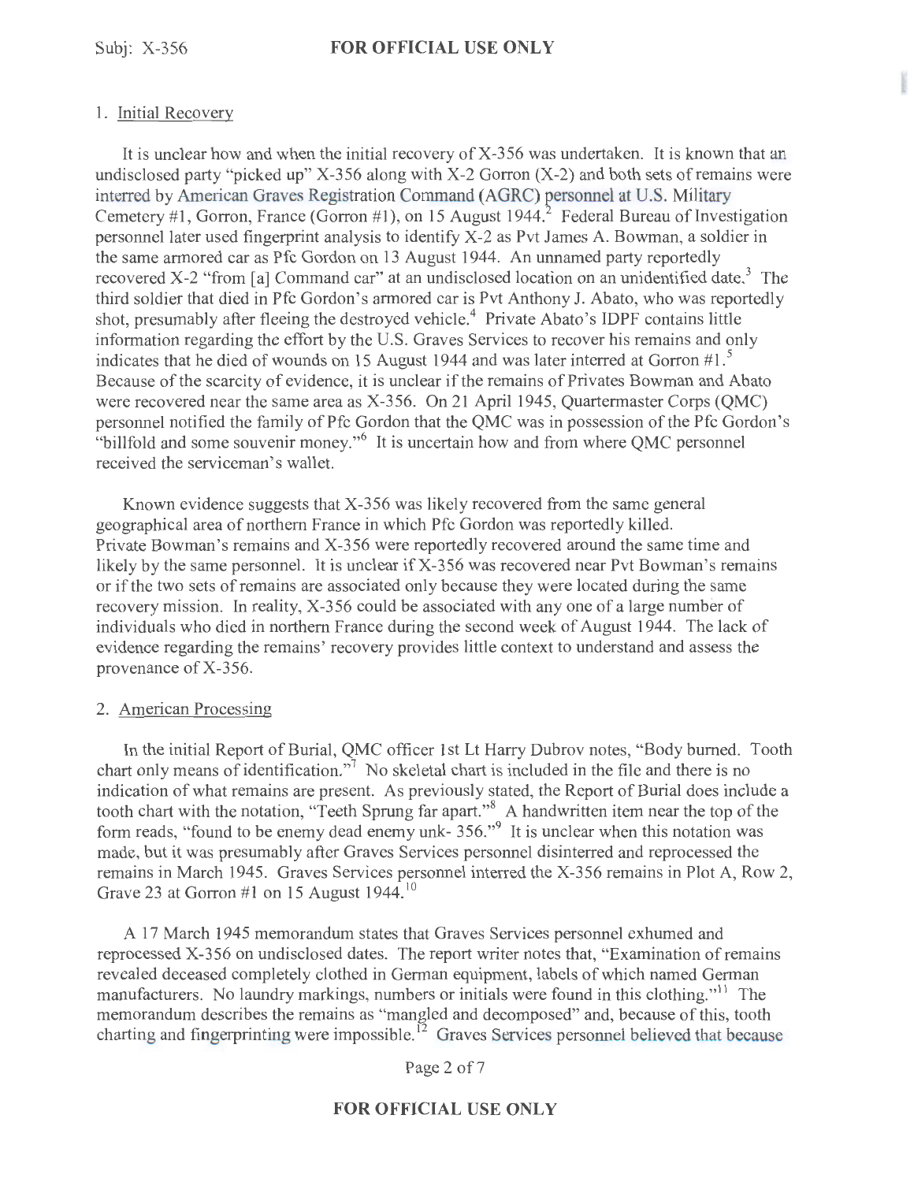1. Initial Recovery

It is unclear how and when the initial recovery of X-356 was undertaken. It is known that an undisclosed party "picked up" X-356 along with X-2 Gorron (X-2) and both sets of remains were interred by American Graves Registration Command (AGRC) personnel at U.S. Military Cemetery #1, Gorron, France (Gorron #1), on 15 August 1944.[2] Federal Bureau of Investigation personnel later used fingerprint analysis to identify X-2 as Pvt James A. Bowman, a soldier in the same armored car as Pfc Gordon on 13 August 1944. An unnamed party reportedly recovered X-2 "from [a] Command car" at an undisclosed location on an unidentified date.[3] The third soldier that died in Pfc Gordon's armored car is Pvt Anthony J. Abato, who was reportedly shot, presumably after fleeing the destroyed vehicle.[4] Private Abato's IDPF contains little information regarding the effort by the U.S. Graves Services to recover his remains and only indicates that he died of wounds on 15 August 1944 and was later interred at Gorron #1.[5] Because of the scarcity of evidence, it is unclear if the remains of Privates Bowman and Abato were recovered near the same area as X-356. On 21 April 1945, Quartermaster Corps (QMC) personnel notified the family of Pfc Gordon that the QMC was in possession of the Pfc Gordon's "billfold and some souvenir money."[6] It is uncertain how and from where QMC personnel received the serviceman's wallet.

Known evidence suggests that X-356 was likely recovered from the same general geographical area of northern France in which Pfc Gordon was reportedly killed. Private Bowman's remains and X-356 were reportedly recovered around the same time and likely by the same personnel. It is unclear if X-356 was recovered near Pvt Bowman's remains or if the two sets of remains are associated only because they were located during the same recovery mission. In reality, X-356 could be associated with any one of a large number of individuals who died in northern France during the second week of August 1944. The lack of evidence regarding the remains' recovery provides little context to understand and assess the provenance of X-356.

2. American Processing

In the initial Report of Burial, QMC officer 1st Lt Harry Dubrov notes, "Body burned. Tooth chart only means of identification."[7] No skeletal chart is included in the file and there is no indication of what remains are present. As previously stated, the Report of Burial does include a tooth chart with the notation, "Teeth Sprung far apart."[8] A handwritten item near the top of the form reads, "found to be enemy dead enemy unk- 356."[9] It is unclear when this notation was made, but it was presumably after Graves Services personnel disinterred and reprocessed the remains in March 1945. Graves Services personnel interred the X-356 remains in Plot A, Row 2, Grave 23 at Gorron #1 on 15 August 1944.[10]

A 17 March 1945 memorandum states that Graves Services personnel exhumed and reprocessed X-356 on undisclosed dates. The report writer notes that, "Examination of remains revealed deceased completely clothed in German equipment, labels of which named German manufacturers. No laundry markings, numbers or initials were found in this clothing."[11] The memorandum describes the remains as "mangled and decomposed" and, because of this, tooth charting and fingerprinting were impossible.[12] Graves Services personnel believed that because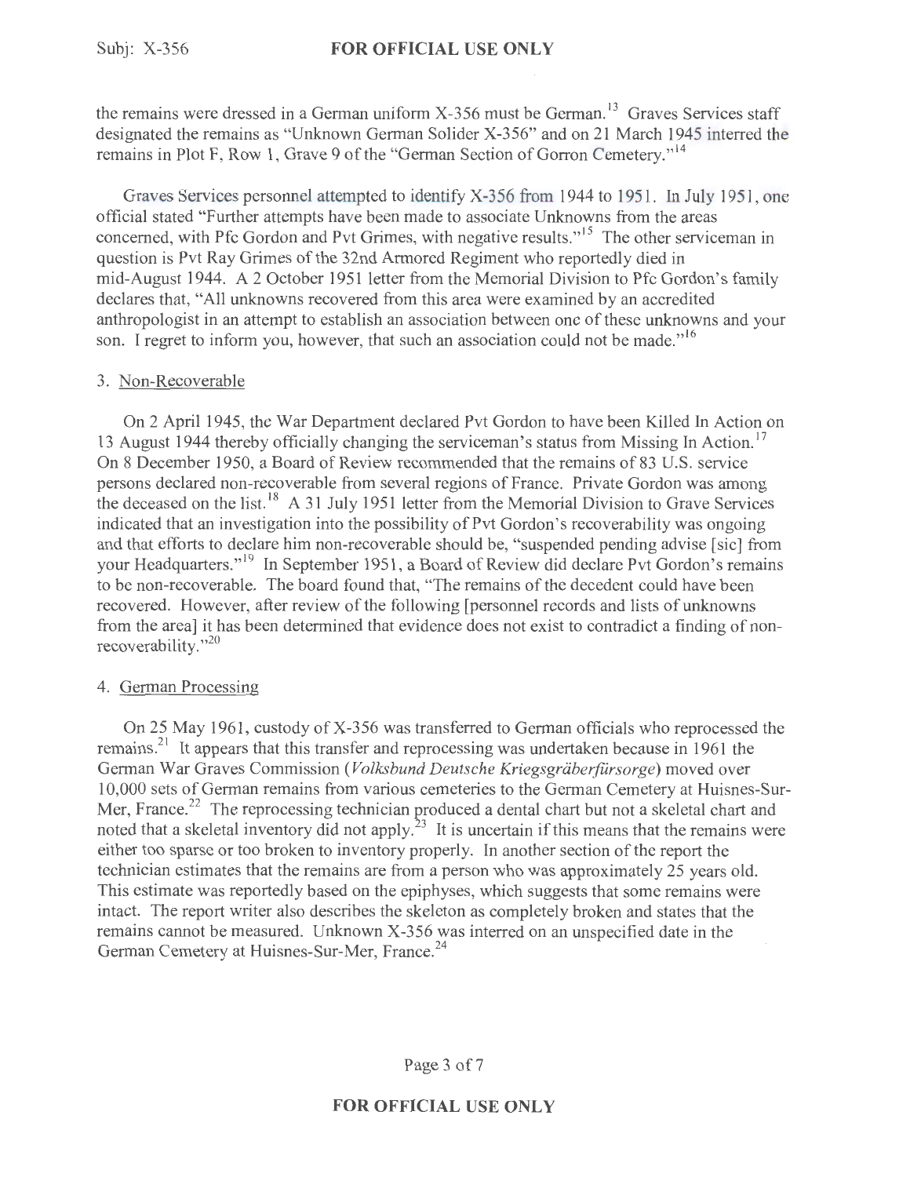the remains were dressed in a German uniform X-356 must be German.[13] Graves Services staff designated the remains as "Unknown German Solider X-356" and on 21 March 1945 interred the remains in Plot F, Row 1, Grave 9 of the "German Section of Gorron Cemetery."[14]

Graves Services personnel attempted to identify X-356 from 1944 to 1951. In July 1951, one official stated "Further attempts have been made to associate Unknowns from the areas concerned, with Pfc Gordon and Pvt Grimes, with negative results."[15] The other serviceman in question is Pvt Ray Grimes of the 32nd Armored Regiment who reportedly died in mid-August 1944. A 2 October 1951 letter from the Memorial Division to Pfc Gordon's family declares that, "All unknowns recovered from this area were examined by an accredited anthropologist in an attempt to establish an association between one of these unknowns and your son. I regret to inform you, however, that such an association could not be made."[16]

3. Non-Recoverable

On 2 April 1945, the War Department declared Pvt Gordon to have been Killed In Action on 13 August 1944 thereby officially changing the serviceman's status from Missing In Action.[17] On 8 December 1950, a Board of Review recommended that the remains of 83 U.S. service persons declared non-recoverable from several regions of France. Private Gordon was among the deceased on the list.[18] A 31 July 1951 letter from the Memorial Division to Grave Services indicated that an investigation into the possibility of Pvt Gordon's recoverability was ongoing and that efforts to declare him non-recoverable should be, "suspended pending advise [sic] from your Headquarters."[19] In September 1951, a Board of Review did declare Pvt Gordon's remains to be non-recoverable. The board found that, "The remains of the decedent could have been recovered. However, after review of the following [personnel records and lists of unknowns from the area] it has been determined that evidence does not exist to contradict a finding of non-recoverability."[20]

4. German Processing

On 25 May 1961, custody of X-356 was transferred to German officials who reprocessed the remains.[21] It appears that this transfer and reprocessing was undertaken because in 1961 the German War Graves Commission (*Volksbund Deutsche Kriegsgräberfürsorge*) moved over 10,000 sets of German remains from various cemeteries to the German Cemetery at Huisnes-Sur-Mer, France.[22] The reprocessing technician produced a dental chart but not a skeletal chart and noted that a skeletal inventory did not apply.[23] It is uncertain if this means that the remains were either too sparse or too broken to inventory properly. In another section of the report the technician estimates that the remains are from a person who was approximately 25 years old. This estimate was reportedly based on the epiphyses, which suggests that some remains were intact. The report writer also describes the skeleton as completely broken and states that the remains cannot be measured. Unknown X-356 was interred on an unspecified date in the German Cemetery at Huisnes-Sur-Mer, France.[24]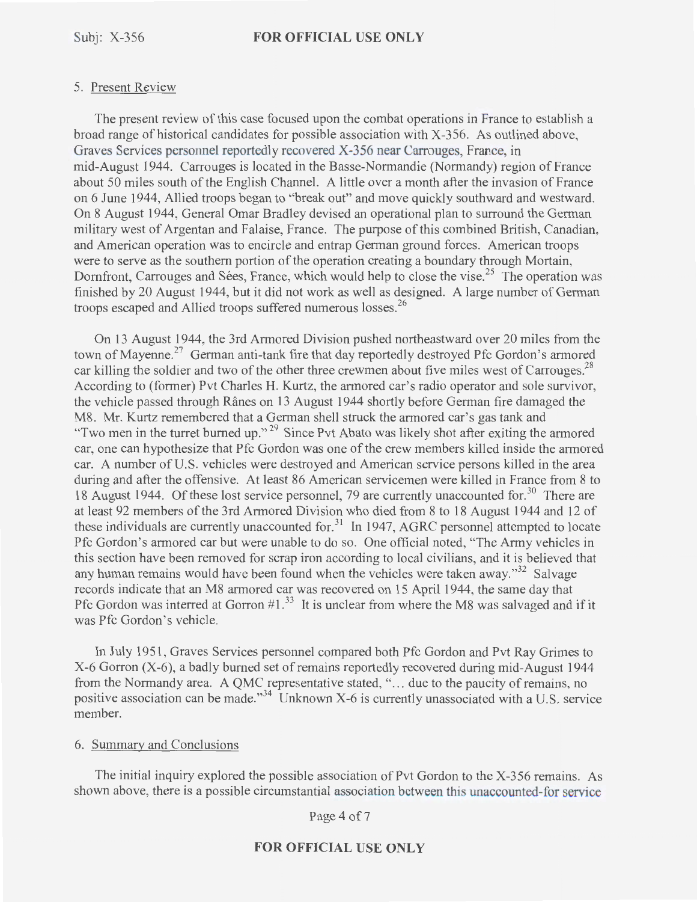## 5. Present Review

The present review of this case focused upon the combat operations in France to establish a broad range of historical candidates for possible association with X-356. As outlined above, Graves Services personnel reportedly recovered X-356 near Carrouges, France, in mid-August 1944. Carrouges is located in the Basse-Normandie (Normandy) region of France about 50 miles south of the English Channel. A little over a month after the invasion of France on 6 June 1944, Allied troops began to "break out" and move quickly southward and westward. On 8 August 1944, General Omar Bradley devised an operational plan to surround the German military west of Argentan and Falaise, France. The purpose of this combined British, Canadian, and American operation was to encircle and entrap German ground forces. American troops were to serve as the southern portion of the operation creating a boundary through Mortain, Domfront, Carrouges and Sées, France, which would help to close the vise.[25] The operation was finished by 20 August 1944, but it did not work as well as designed. A large number of German troops escaped and Allied troops suffered numerous losses.[26]

On 13 August 1944, the 3rd Armored Division pushed northeastward over 20 miles from the town of Mayenne.[27] German anti-tank fire that day reportedly destroyed Pfc Gordon's armored car killing the soldier and two of the other three crewmen about five miles west of Carrouges.[28] According to (former) Pvt Charles H. Kurtz, the armored car's radio operator and sole survivor, the vehicle passed through Rânes on 13 August 1944 shortly before German fire damaged the M8. Mr. Kurtz remembered that a German shell struck the armored car's gas tank and "Two men in the turret burned up."[29] Since Pvt Abato was likely shot after exiting the armored car, one can hypothesize that Pfc Gordon was one of the crew members killed inside the armored car. A number of U.S. vehicles were destroyed and American service persons killed in the area during and after the offensive. At least 86 American servicemen were killed in France from 8 to 18 August 1944. Of these lost service personnel, 79 are currently unaccounted for.[30] There are at least 92 members of the 3rd Armored Division who died from 8 to 18 August 1944 and 12 of these individuals are currently unaccounted for.[31] In 1947, AGRC personnel attempted to locate Pfc Gordon's armored car but were unable to do so. One official noted, "The Army vehicles in this section have been removed for scrap iron according to local civilians, and it is believed that any human remains would have been found when the vehicles were taken away."[32] Salvage records indicate that an M8 armored car was recovered on 15 April 1944, the same day that Pfc Gordon was interred at Gorron #1.[33] It is unclear from where the M8 was salvaged and if it was Pfc Gordon's vehicle.

In July 1951, Graves Services personnel compared both Pfc Gordon and Pvt Ray Grimes to X-6 Gorron (X-6), a badly burned set of remains reportedly recovered during mid-August 1944 from the Normandy area. A QMC representative stated, "… due to the paucity of remains, no positive association can be made."[34] Unknown X-6 is currently unassociated with a U.S. service member.

## 6. Summary and Conclusions

The initial inquiry explored the possible association of Pvt Gordon to the X-356 remains. As shown above, there is a possible circumstantial association between this unaccounted-for service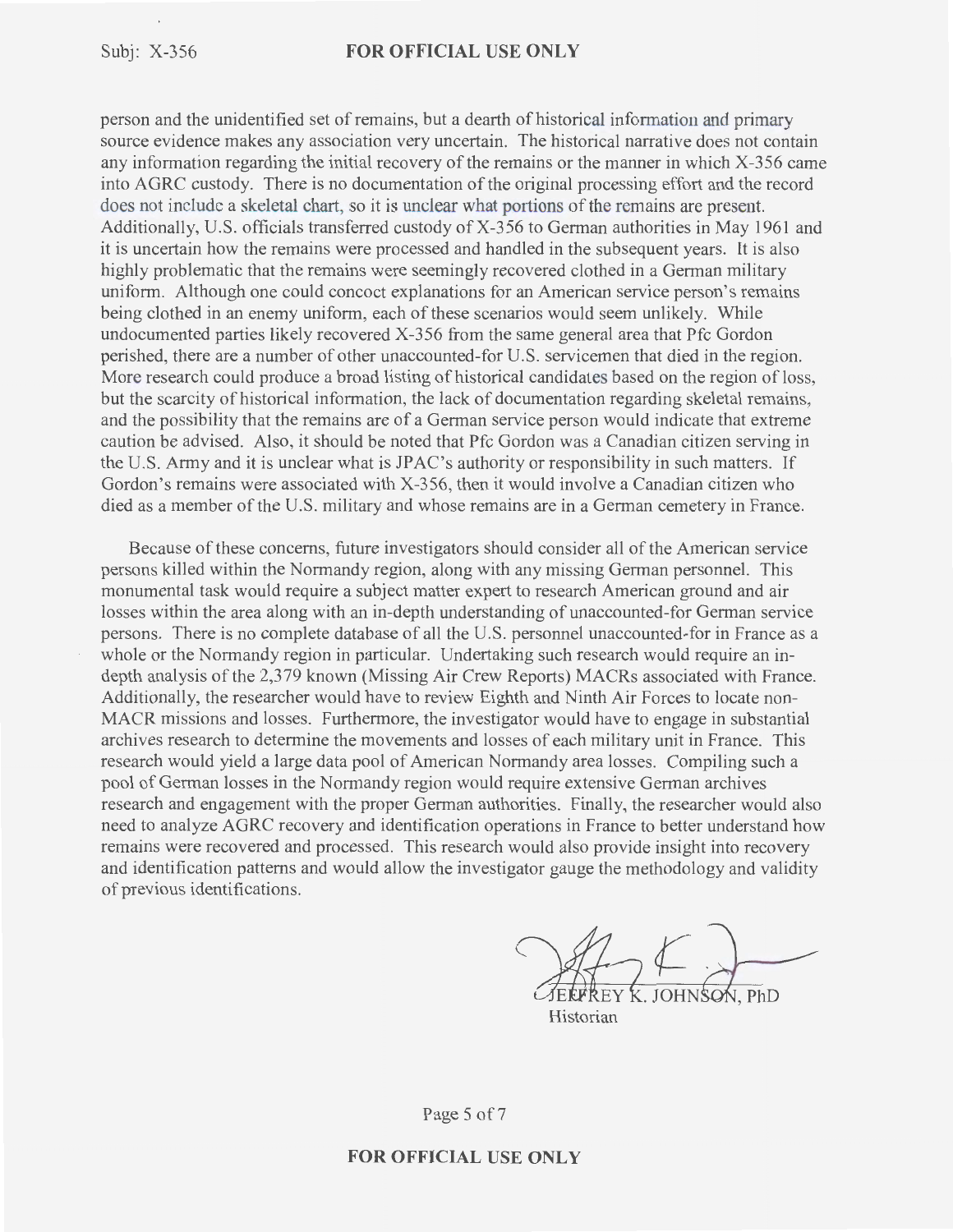person and the unidentified set of remains, but a dearth of historical information and primary source evidence makes any association very uncertain. The historical narrative does not contain any information regarding the initial recovery of the remains or the manner in which X-356 came into AGRC custody. There is no documentation of the original processing effort and the record does not include a skeletal chart, so it is unclear what portions of the remains are present. Additionally, U.S. officials transferred custody of X-356 to German authorities in May 1961 and it is uncertain how the remains were processed and handled in the subsequent years. It is also highly problematic that the remains were seemingly recovered clothed in a German military uniform. Although one could concoct explanations for an American service person's remains being clothed in an enemy uniform, each of these scenarios would seem unlikely. While undocumented parties likely recovered X-356 from the same general area that Pfc Gordon perished, there are a number of other unaccounted-for U.S. servicemen that died in the region. More research could produce a broad listing of historical candidates based on the region of loss, but the scarcity of historical information, the lack of documentation regarding skeletal remains, and the possibility that the remains are of a German service person would indicate that extreme caution be advised. Also, it should be noted that Pfc Gordon was a Canadian citizen serving in the U.S. Army and it is unclear what is JPAC's authority or responsibility in such matters. If Gordon's remains were associated with X-356, then it would involve a Canadian citizen who died as a member of the U.S. military and whose remains are in a German cemetery in France.

Because of these concerns, future investigators should consider all of the American service persons killed within the Normandy region, along with any missing German personnel. This monumental task would require a subject matter expert to research American ground and air losses within the area along with an in-depth understanding of unaccounted-for German service persons. There is no complete database of all the U.S. personnel unaccounted-for in France as a whole or the Normandy region in particular. Undertaking such research would require an in-depth analysis of the 2,379 known (Missing Air Crew Reports) MACRs associated with France. Additionally, the researcher would have to review Eighth and Ninth Air Forces to locate non-MACR missions and losses. Furthermore, the investigator would have to engage in substantial archives research to determine the movements and losses of each military unit in France. This research would yield a large data pool of American Normandy area losses. Compiling such a pool of German losses in the Normandy region would require extensive German archives research and engagement with the proper German authorities. Finally, the researcher would also need to analyze AGRC recovery and identification operations in France to better understand how remains were recovered and processed. This research would also provide insight into recovery and identification patterns and would allow the investigator gauge the methodology and validity of previous identifications.

JEFFREY K. JOHNSON, PhD
Historian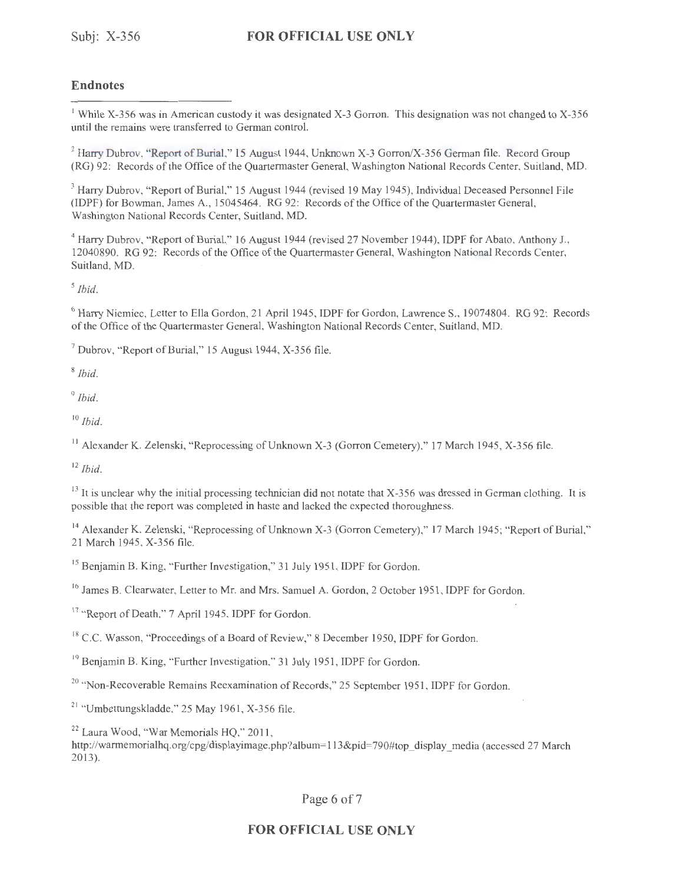## Endnotes

[1] While X-356 was in American custody it was designated X-3 Gorron. This designation was not changed to X-356 until the remains were transferred to German control.

[2] Harry Dubrov, "Report of Burial," 15 August 1944, Unknown X-3 Gorron/X-356 German file. Record Group (RG) 92: Records of the Office of the Quartermaster General, Washington National Records Center, Suitland, MD.

[3] Harry Dubrov, "Report of Burial," 15 August 1944 (revised 19 May 1945), Individual Deceased Personnel File (IDPF) for Bowman, James A., 15045464. RG 92: Records of the Office of the Quartermaster General, Washington National Records Center, Suitland, MD.

[4] Harry Dubrov, "Report of Burial," 16 August 1944 (revised 27 November 1944), IDPF for Abato, Anthony J., 12040890. RG 92: Records of the Office of the Quartermaster General, Washington National Records Center, Suitland, MD.

[5] *Ibid.*

[6] Harry Niemiec, Letter to Ella Gordon, 21 April 1945, IDPF for Gordon, Lawrence S., 19074804. RG 92: Records of the Office of the Quartermaster General, Washington National Records Center, Suitland, MD.

[7] Dubrov, "Report of Burial," 15 August 1944, X-356 file.

[8] *Ibid.*

[9] *Ibid.*

[10] *Ibid.*

[11] Alexander K. Zelenski, "Reprocessing of Unknown X-3 (Gorron Cemetery)," 17 March 1945, X-356 file.

[12] *Ibid.*

[13] It is unclear why the initial processing technician did not notate that X-356 was dressed in German clothing. It is possible that the report was completed in haste and lacked the expected thoroughness.

[14] Alexander K. Zelenski, "Reprocessing of Unknown X-3 (Gorron Cemetery)," 17 March 1945; "Report of Burial," 21 March 1945, X-356 file.

[15] Benjamin B. King, "Further Investigation," 31 July 1951, IDPF for Gordon.

[16] James B. Clearwater, Letter to Mr. and Mrs. Samuel A. Gordon, 2 October 1951, IDPF for Gordon.

[17] "Report of Death," 7 April 1945, IDPF for Gordon.

[18] C.C. Wasson, "Proceedings of a Board of Review," 8 December 1950, IDPF for Gordon.

[19] Benjamin B. King, "Further Investigation," 31 July 1951, IDPF for Gordon.

[20] "Non-Recoverable Remains Reexamination of Records," 25 September 1951, IDPF for Gordon.

[21] "Umbettungskladde," 25 May 1961, X-356 file.

[22] Laura Wood, "War Memorials HQ," 2011, http://warmemorialhq.org/cpg/displayimage.php?album=113&pid=790#top_display_media (accessed 27 March 2013).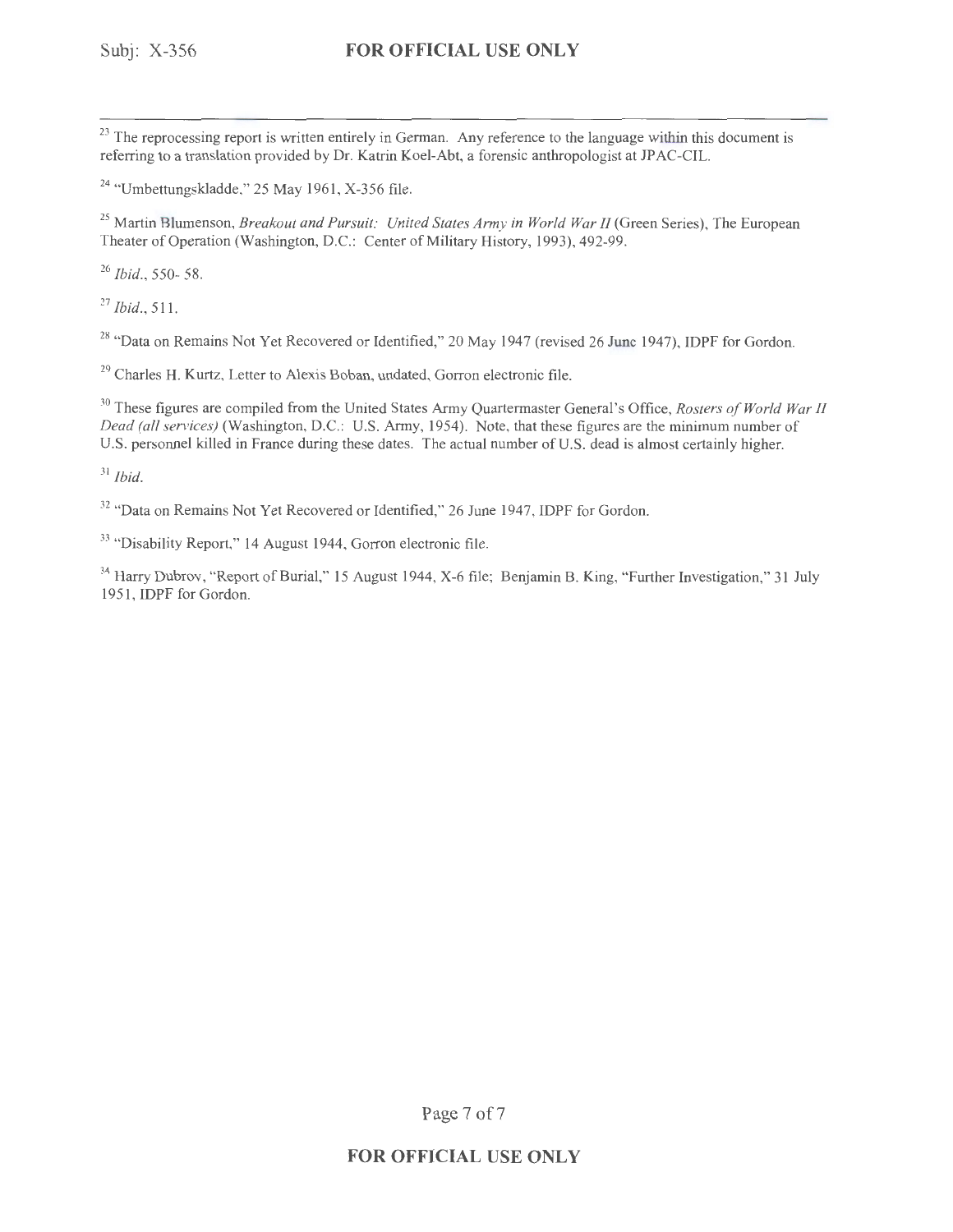[23] The reprocessing report is written entirely in German. Any reference to the language within this document is referring to a translation provided by Dr. Katrin Koel-Abt, a forensic anthropologist at JPAC-CIL.

[24] "Umbettungskladde," 25 May 1961, X-356 file.

[25] Martin Blumenson, *Breakout and Pursuit: United States Army in World War II* (Green Series), The European Theater of Operation (Washington, D.C.: Center of Military History, 1993), 492-99.

[26] *Ibid.*, 550- 58.

[27] *Ibid.*, 511.

[28] "Data on Remains Not Yet Recovered or Identified," 20 May 1947 (revised 26 June 1947), IDPF for Gordon.

[29] Charles H. Kurtz, Letter to Alexis Boban, undated, Gorron electronic file.

[30] These figures are compiled from the United States Army Quartermaster General's Office, *Rosters of World War II Dead (all services)* (Washington, D.C.: U.S. Army, 1954). Note, that these figures are the minimum number of U.S. personnel killed in France during these dates. The actual number of U.S. dead is almost certainly higher.

[31] *Ibid.*

[32] "Data on Remains Not Yet Recovered or Identified," 26 June 1947, IDPF for Gordon.

[33] "Disability Report," 14 August 1944, Gorron electronic file.

[34] Harry Dubrov, "Report of Burial," 15 August 1944, X-6 file; Benjamin B. King, "Further Investigation," 31 July 1951, IDPF for Gordon.